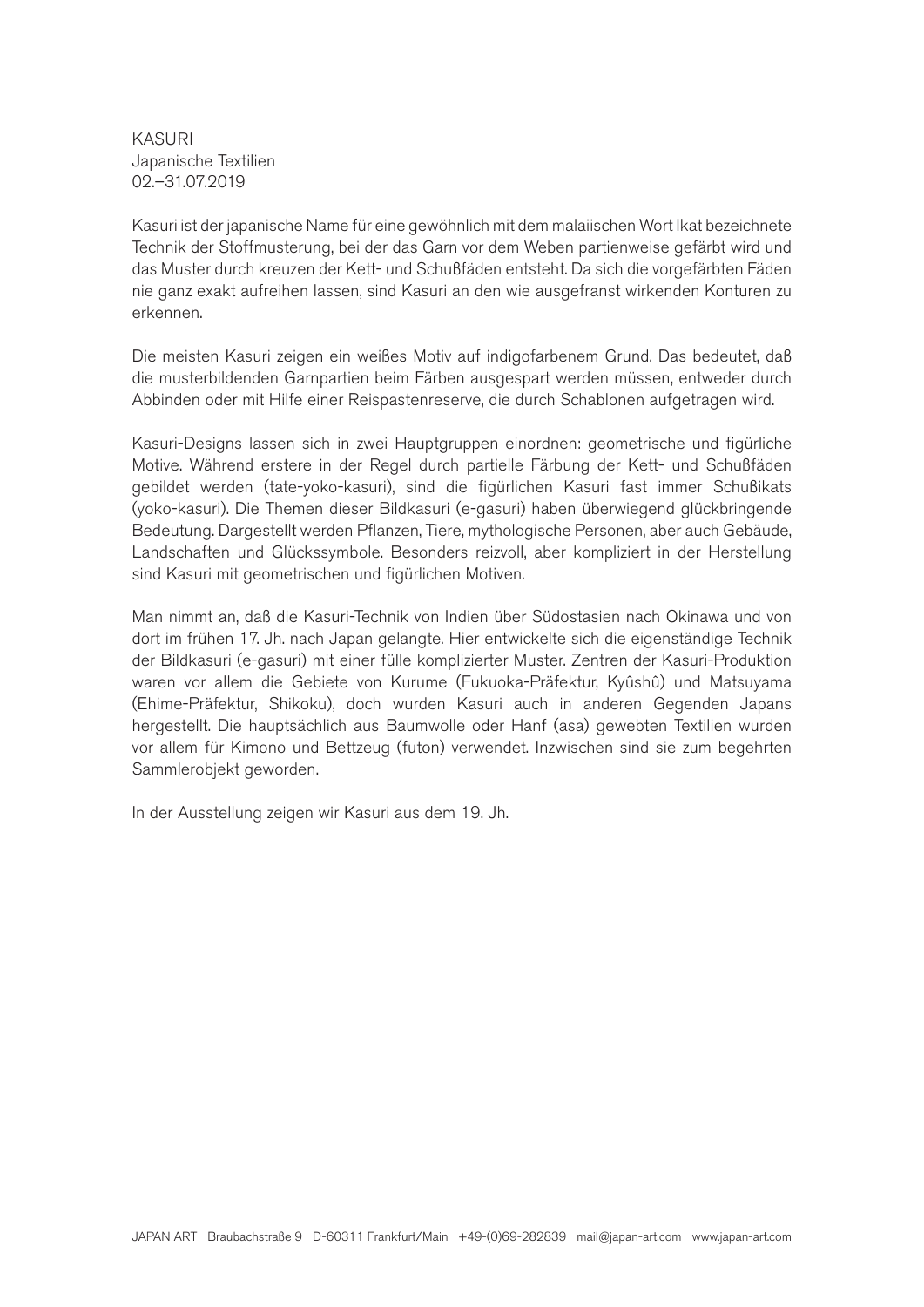# KASURI

Japanische Textilien

02.–31.07.2019

Kasuri ist der japanische Name für eine gewöhnlich mit dem malaiischen Wort Ikat bezeichnete Technik der Stoffmusterung, bei der das Garn vor dem Weben partienweise gefärbt wird und das Muster durch kreuzen der Kett- und Schußfäden entsteht. Da sich die vorgefärbten Fäden nie ganz exakt aufreihen lassen, sind Kasuri an den wie ausgefranst wirkenden Konturen zu erkennen.

Die meisten Kasuri zeigen ein weißes Motiv auf indigofarbenem Grund. Das bedeutet, daß die musterbildenden Garnpartien beim Färben ausgespart werden müssen, entweder durch Abbinden oder mit Hilfe einer Reispastenreserve, die durch Schablonen aufgetragen wird.

Kasuri-Designs lassen sich in zwei Hauptgruppen einordnen: geometrische und figürliche Motive. Während erstere in der Regel durch partielle Färbung der Kett- und Schußfäden gebildet werden (tate-yoko-kasuri), sind die figürlichen Kasuri fast immer Schußikats (yoko-kasuri). Die Themen dieser Bildkasuri (e-gasuri) haben überwiegend glückbringende Bedeutung. Dargestellt werden Pflanzen, Tiere, mythologische Personen, aber auch Gebäude, Landschaften und Glückssymbole. Besonders reizvoll, aber kompliziert in der Herstellung sind Kasuri mit geometrischen und figürlichen Motiven.

Man nimmt an, daß die Kasuri-Technik von Indien über Südostasien nach Okinawa und von dort im frühen 17. Jh. nach Japan gelangte. Hier entwickelte sich die eigenständige Technik der Bildkasuri (e-gasuri) mit einer fülle komplizierter Muster. Zentren der Kasuri-Produktion waren vor allem die Gebiete von Kurume (Fukuoka-Präfektur, Kyûshû) und Matsuyama (Ehime-Präfektur, Shikoku), doch wurden Kasuri auch in anderen Gegenden Japans hergestellt. Die hauptsächlich aus Baumwolle oder Hanf (asa) gewebten Textilien wurden vor allem für Kimono und Bettzeug (futon) verwendet. Inzwischen sind sie zum begehrten Sammlerobjekt geworden.

In der Ausstellung zeigen wir Kasuri aus dem 19. Jh.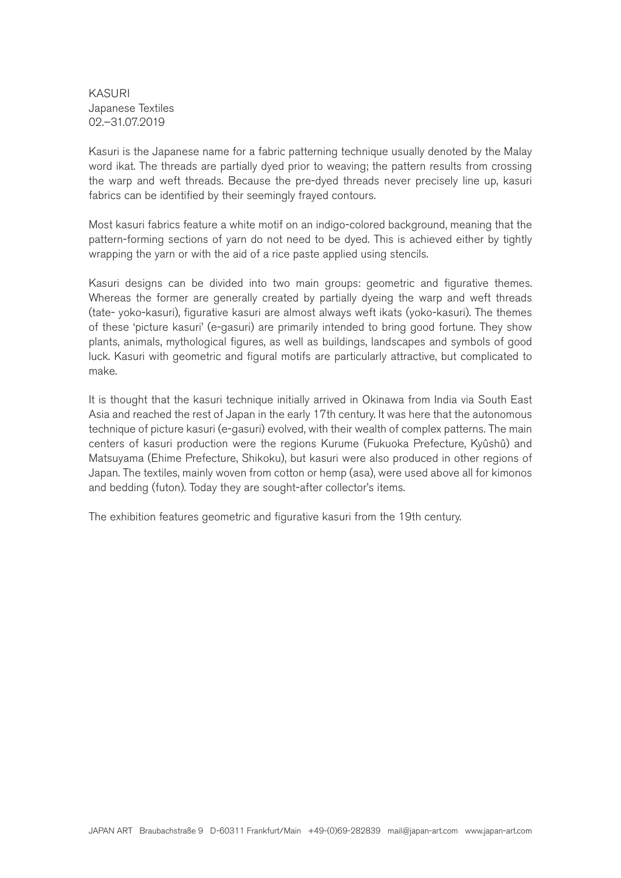KASURI
Japanese Textiles
02.–31.07.2019

Kasuri is the Japanese name for a fabric patterning technique usually denoted by the Malay word ikat. The threads are partially dyed prior to weaving; the pattern results from crossing the warp and weft threads. Because the pre-dyed threads never precisely line up, kasuri fabrics can be identified by their seemingly frayed contours.

Most kasuri fabrics feature a white motif on an indigo-colored background, meaning that the pattern-forming sections of yarn do not need to be dyed. This is achieved either by tightly wrapping the yarn or with the aid of a rice paste applied using stencils.

Kasuri designs can be divided into two main groups: geometric and figurative themes. Whereas the former are generally created by partially dyeing the warp and weft threads (tate- yoko-kasuri), figurative kasuri are almost always weft ikats (yoko-kasuri). The themes of these 'picture kasuri' (e-gasuri) are primarily intended to bring good fortune. They show plants, animals, mythological figures, as well as buildings, landscapes and symbols of good luck. Kasuri with geometric and figural motifs are particularly attractive, but complicated to make.

It is thought that the kasuri technique initially arrived in Okinawa from India via South East Asia and reached the rest of Japan in the early 17th century. It was here that the autonomous technique of picture kasuri (e-gasuri) evolved, with their wealth of complex patterns. The main centers of kasuri production were the regions Kurume (Fukuoka Prefecture, Kyûshû) and Matsuyama (Ehime Prefecture, Shikoku), but kasuri were also produced in other regions of Japan. The textiles, mainly woven from cotton or hemp (asa), were used above all for kimonos and bedding (futon). Today they are sought-after collector's items.

The exhibition features geometric and figurative kasuri from the 19th century.

JAPAN ART Braubachstraße 9 D-60311 Frankfurt/Main +49-(0)69-282839 mail@japan-art.com www.japan-art.com